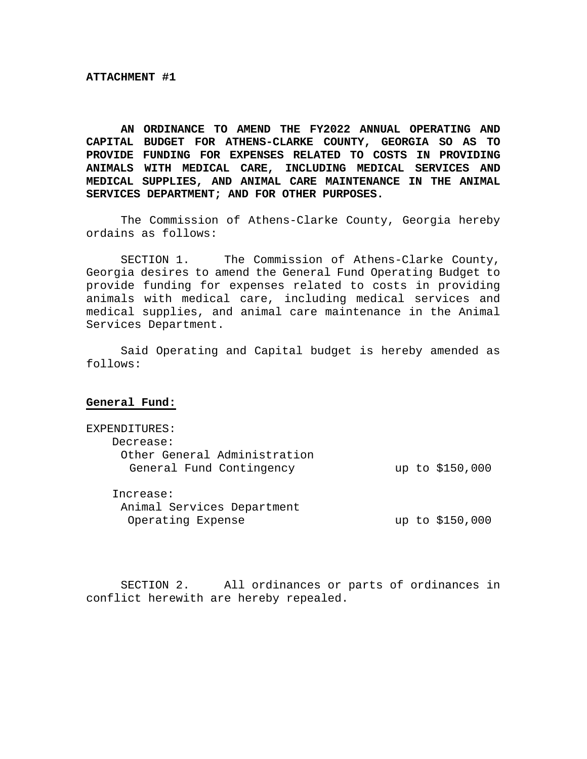**ATTACHMENT #1**

**AN ORDINANCE TO AMEND THE FY2022 ANNUAL OPERATING AND CAPITAL BUDGET FOR ATHENS-CLARKE COUNTY, GEORGIA SO AS TO PROVIDE FUNDING FOR EXPENSES RELATED TO COSTS IN PROVIDING ANIMALS WITH MEDICAL CARE, INCLUDING MEDICAL SERVICES AND MEDICAL SUPPLIES, AND ANIMAL CARE MAINTENANCE IN THE ANIMAL SERVICES DEPARTMENT; AND FOR OTHER PURPOSES.**

The Commission of Athens-Clarke County, Georgia hereby ordains as follows:

SECTION 1. The Commission of Athens-Clarke County, Georgia desires to amend the General Fund Operating Budget to provide funding for expenses related to costs in providing animals with medical care, including medical services and medical supplies, and animal care maintenance in the Animal Services Department.

Said Operating and Capital budget is hereby amended as follows:

**General Fund:**

EXPENDITURES:

Decrease:

Other General Administration

General Fund Contingency up to $150,000

Increase:

Animal Services Department

Operating Expense up to $150,000

SECTION 2. All ordinances or parts of ordinances in conflict herewith are hereby repealed.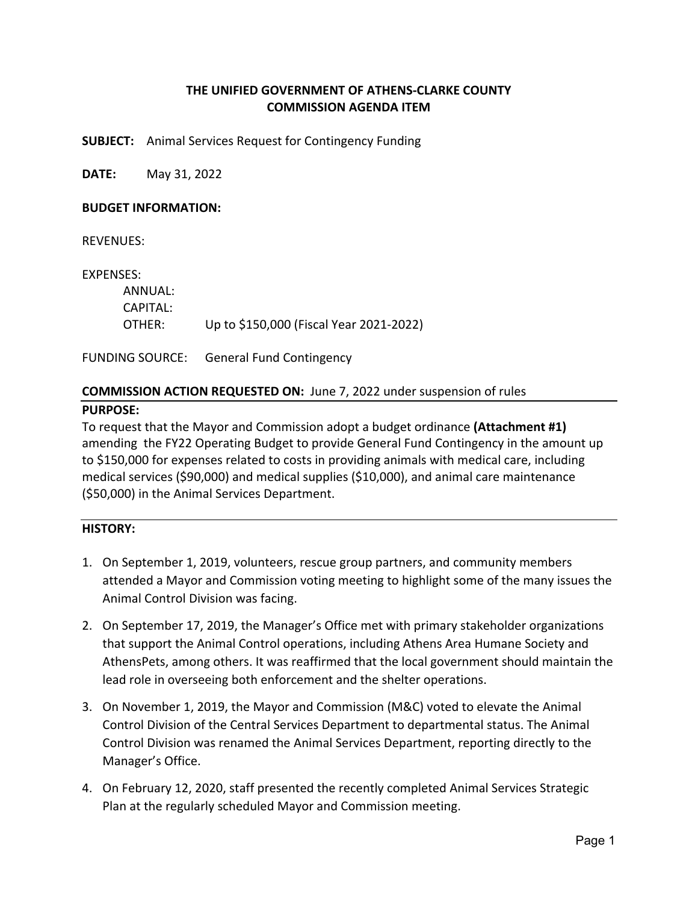**THE UNIFIED GOVERNMENT OF ATHENS-CLARKE COUNTY**
**COMMISSION AGENDA ITEM**

**SUBJECT:** Animal Services Request for Contingency Funding

**DATE:** May 31, 2022

**BUDGET INFORMATION:**

REVENUES:

EXPENSES:
ANNUAL:
CAPITAL:
OTHER: Up to $150,000 (Fiscal Year 2021-2022)

FUNDING SOURCE: General Fund Contingency

**COMMISSION ACTION REQUESTED ON:** June 7, 2022 under suspension of rules

**PURPOSE:**

To request that the Mayor and Commission adopt a budget ordinance **(Attachment #1)** amending the FY22 Operating Budget to provide General Fund Contingency in the amount up to $150,000 for expenses related to costs in providing animals with medical care, including medical services ($90,000) and medical supplies ($10,000), and animal care maintenance ($50,000) in the Animal Services Department.

**HISTORY:**

1. On September 1, 2019, volunteers, rescue group partners, and community members attended a Mayor and Commission voting meeting to highlight some of the many issues the Animal Control Division was facing.
2. On September 17, 2019, the Manager's Office met with primary stakeholder organizations that support the Animal Control operations, including Athens Area Humane Society and AthensPets, among others. It was reaffirmed that the local government should maintain the lead role in overseeing both enforcement and the shelter operations.
3. On November 1, 2019, the Mayor and Commission (M&C) voted to elevate the Animal Control Division of the Central Services Department to departmental status. The Animal Control Division was renamed the Animal Services Department, reporting directly to the Manager's Office.
4. On February 12, 2020, staff presented the recently completed Animal Services Strategic Plan at the regularly scheduled Mayor and Commission meeting.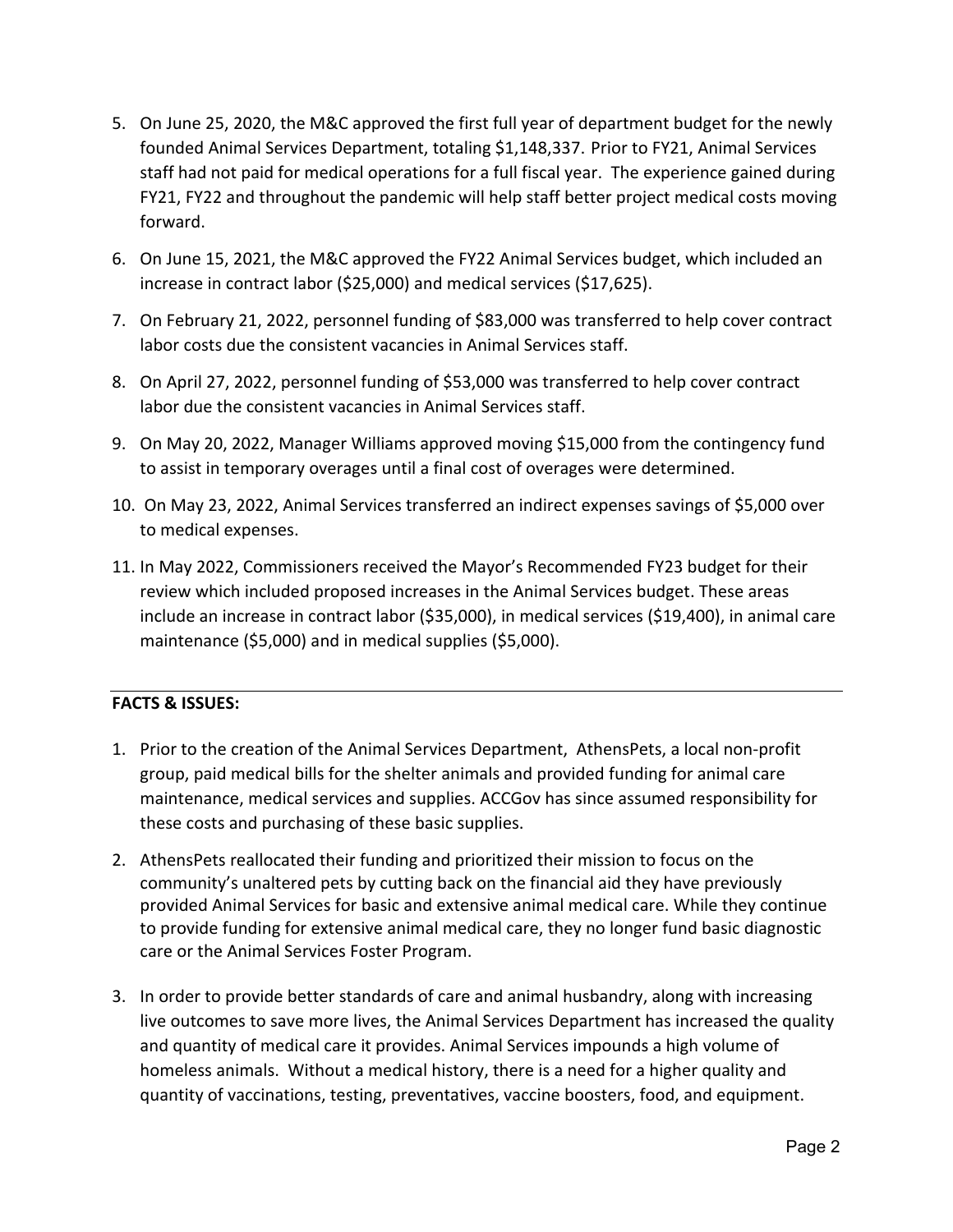5. On June 25, 2020, the M&C approved the first full year of department budget for the newly founded Animal Services Department, totaling $1,148,337. Prior to FY21, Animal Services staff had not paid for medical operations for a full fiscal year. The experience gained during FY21, FY22 and throughout the pandemic will help staff better project medical costs moving forward.

6. On June 15, 2021, the M&C approved the FY22 Animal Services budget, which included an increase in contract labor ($25,000) and medical services ($17,625).

7. On February 21, 2022, personnel funding of $83,000 was transferred to help cover contract labor costs due the consistent vacancies in Animal Services staff.

8. On April 27, 2022, personnel funding of $53,000 was transferred to help cover contract labor due the consistent vacancies in Animal Services staff.

9. On May 20, 2022, Manager Williams approved moving $15,000 from the contingency fund to assist in temporary overages until a final cost of overages were determined.

10. On May 23, 2022, Animal Services transferred an indirect expenses savings of $5,000 over to medical expenses.

11. In May 2022, Commissioners received the Mayor's Recommended FY23 budget for their review which included proposed increases in the Animal Services budget. These areas include an increase in contract labor ($35,000), in medical services ($19,400), in animal care maintenance ($5,000) and in medical supplies ($5,000).

---

**FACTS & ISSUES:**

1. Prior to the creation of the Animal Services Department, AthensPets, a local non-profit group, paid medical bills for the shelter animals and provided funding for animal care maintenance, medical services and supplies. ACCGov has since assumed responsibility for these costs and purchasing of these basic supplies.

2. AthensPets reallocated their funding and prioritized their mission to focus on the community's unaltered pets by cutting back on the financial aid they have previously provided Animal Services for basic and extensive animal medical care. While they continue to provide funding for extensive animal medical care, they no longer fund basic diagnostic care or the Animal Services Foster Program.

3. In order to provide better standards of care and animal husbandry, along with increasing live outcomes to save more lives, the Animal Services Department has increased the quality and quantity of medical care it provides. Animal Services impounds a high volume of homeless animals. Without a medical history, there is a need for a higher quality and quantity of vaccinations, testing, preventatives, vaccine boosters, food, and equipment.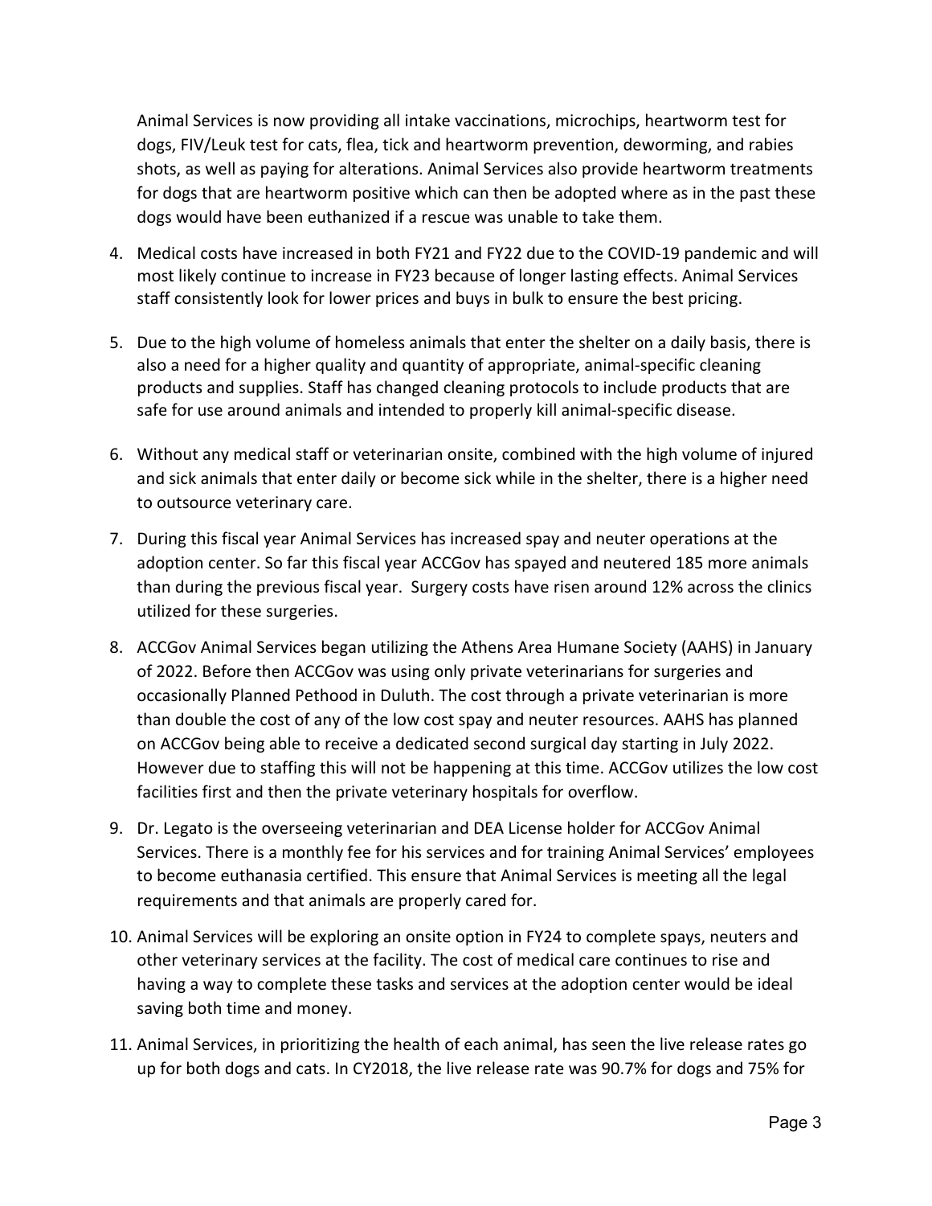Animal Services is now providing all intake vaccinations, microchips, heartworm test for dogs, FIV/Leuk test for cats, flea, tick and heartworm prevention, deworming, and rabies shots, as well as paying for alterations. Animal Services also provide heartworm treatments for dogs that are heartworm positive which can then be adopted where as in the past these dogs would have been euthanized if a rescue was unable to take them.

4. Medical costs have increased in both FY21 and FY22 due to the COVID-19 pandemic and will most likely continue to increase in FY23 because of longer lasting effects. Animal Services staff consistently look for lower prices and buys in bulk to ensure the best pricing.

5. Due to the high volume of homeless animals that enter the shelter on a daily basis, there is also a need for a higher quality and quantity of appropriate, animal-specific cleaning products and supplies. Staff has changed cleaning protocols to include products that are safe for use around animals and intended to properly kill animal-specific disease.

6. Without any medical staff or veterinarian onsite, combined with the high volume of injured and sick animals that enter daily or become sick while in the shelter, there is a higher need to outsource veterinary care.

7. During this fiscal year Animal Services has increased spay and neuter operations at the adoption center. So far this fiscal year ACCGov has spayed and neutered 185 more animals than during the previous fiscal year. Surgery costs have risen around 12% across the clinics utilized for these surgeries.

8. ACCGov Animal Services began utilizing the Athens Area Humane Society (AAHS) in January of 2022. Before then ACCGov was using only private veterinarians for surgeries and occasionally Planned Pethood in Duluth. The cost through a private veterinarian is more than double the cost of any of the low cost spay and neuter resources. AAHS has planned on ACCGov being able to receive a dedicated second surgical day starting in July 2022. However due to staffing this will not be happening at this time. ACCGov utilizes the low cost facilities first and then the private veterinary hospitals for overflow.

9. Dr. Legato is the overseeing veterinarian and DEA License holder for ACCGov Animal Services. There is a monthly fee for his services and for training Animal Services' employees to become euthanasia certified. This ensure that Animal Services is meeting all the legal requirements and that animals are properly cared for.

10. Animal Services will be exploring an onsite option in FY24 to complete spays, neuters and other veterinary services at the facility. The cost of medical care continues to rise and having a way to complete these tasks and services at the adoption center would be ideal saving both time and money.

11. Animal Services, in prioritizing the health of each animal, has seen the live release rates go up for both dogs and cats. In CY2018, the live release rate was 90.7% for dogs and 75% for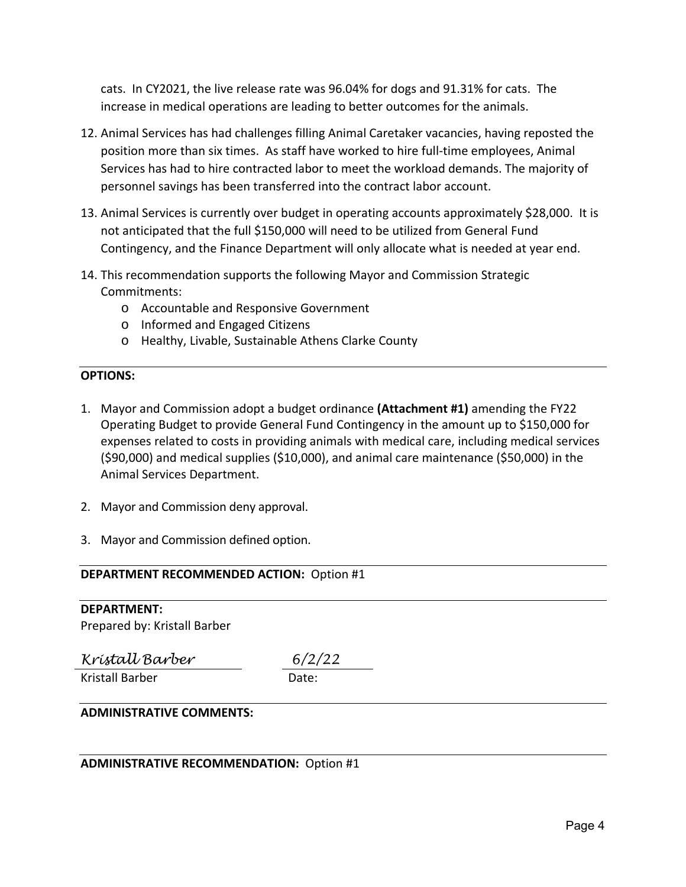cats. In CY2021, the live release rate was 96.04% for dogs and 91.31% for cats. The increase in medical operations are leading to better outcomes for the animals.

12. Animal Services has had challenges filling Animal Caretaker vacancies, having reposted the position more than six times. As staff have worked to hire full-time employees, Animal Services has had to hire contracted labor to meet the workload demands. The majority of personnel savings has been transferred into the contract labor account.

13. Animal Services is currently over budget in operating accounts approximately $28,000. It is not anticipated that the full $150,000 will need to be utilized from General Fund Contingency, and the Finance Department will only allocate what is needed at year end.

14. This recommendation supports the following Mayor and Commission Strategic Commitments:
    - Accountable and Responsive Government
    - Informed and Engaged Citizens
    - Healthy, Livable, Sustainable Athens Clarke County

---

**OPTIONS:**

1. Mayor and Commission adopt a budget ordinance **(Attachment #1)** amending the FY22 Operating Budget to provide General Fund Contingency in the amount up to $150,000 for expenses related to costs in providing animals with medical care, including medical services ($90,000) and medical supplies ($10,000), and animal care maintenance ($50,000) in the Animal Services Department.

2. Mayor and Commission deny approval.

3. Mayor and Commission defined option.

---

**DEPARTMENT RECOMMENDED ACTION:** Option #1

---

**DEPARTMENT:**

Prepared by: Kristall Barber

*Kristall Barber* &nbsp;&nbsp;&nbsp;&nbsp; *6/2/22*

Kristall Barber &nbsp;&nbsp;&nbsp;&nbsp; Date:

---

**ADMINISTRATIVE COMMENTS:**

---

**ADMINISTRATIVE RECOMMENDATION:** Option #1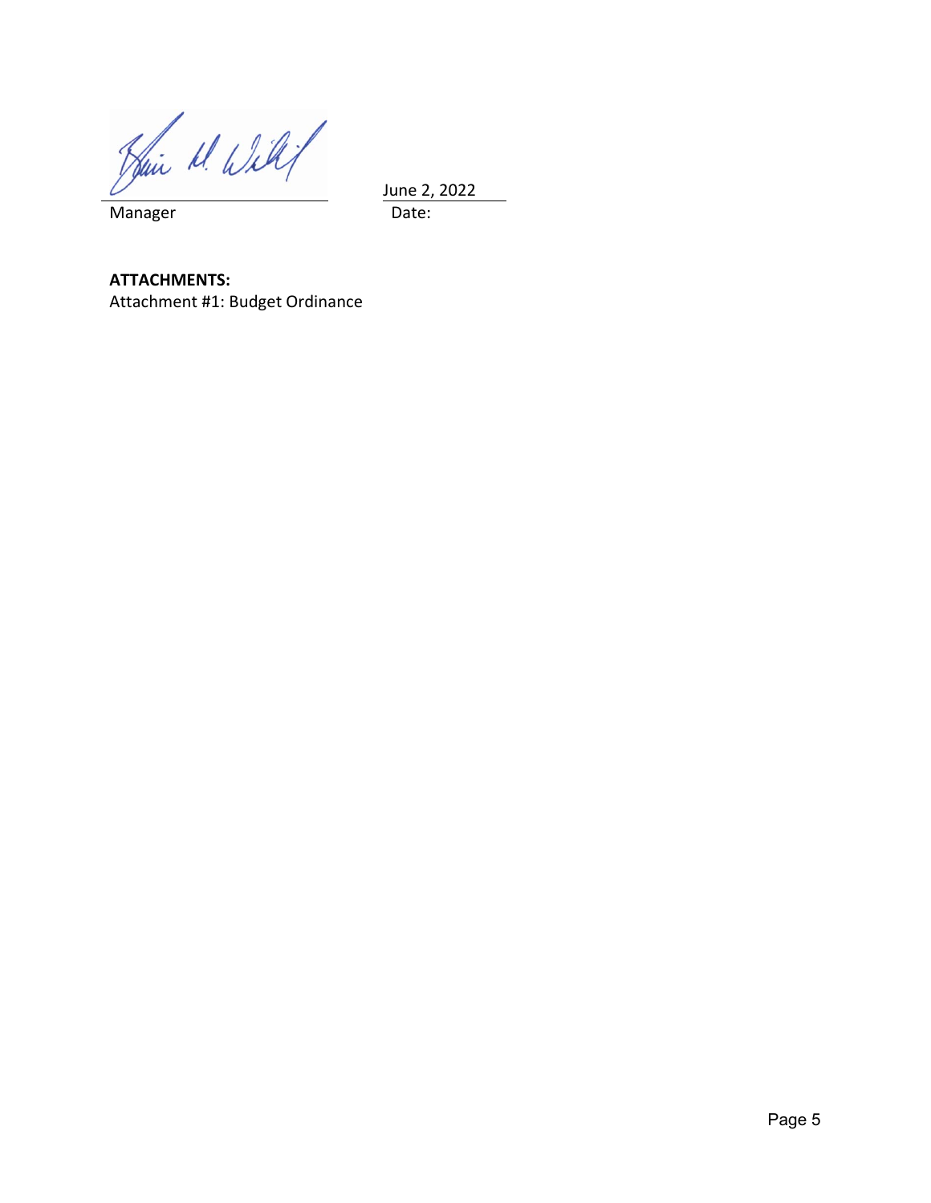June 2, 2022

Manager Date:

**ATTACHMENTS:**

Attachment #1: Budget Ordinance